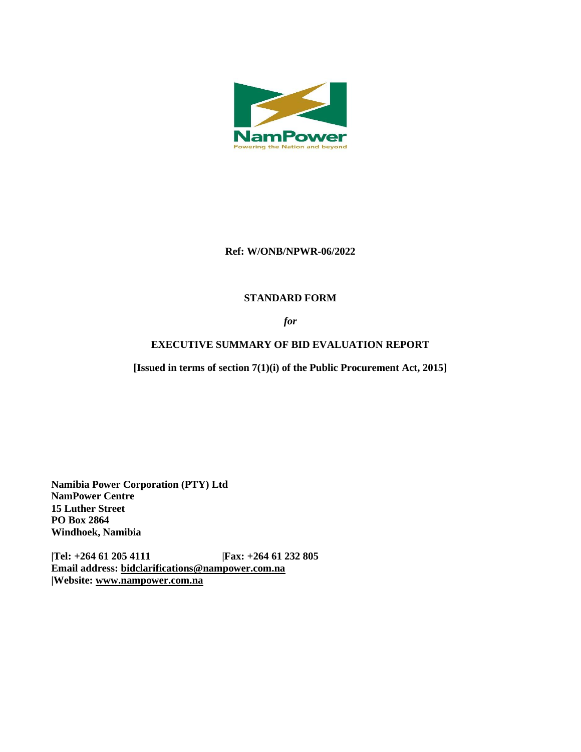NamPower

Powering the Nation and beyond

**Ref: W/ONB/NPWR-06/2022**

**STANDARD FORM**

***for***

**EXECUTIVE SUMMARY OF BID EVALUATION REPORT**

**[Issued in terms of section 7(1)(i) of the Public Procurement Act, 2015]**

**Namibia Power Corporation (PTY) Ltd**
**NamPower Centre**
**15 Luther Street**
**PO Box 2864**
**Windhoek, Namibia**

**|Tel: +264 61 205 4111 |Fax: +264 61 232 805**
**Email address: bidclarifications@nampower.com.na**
**|Website: www.nampower.com.na**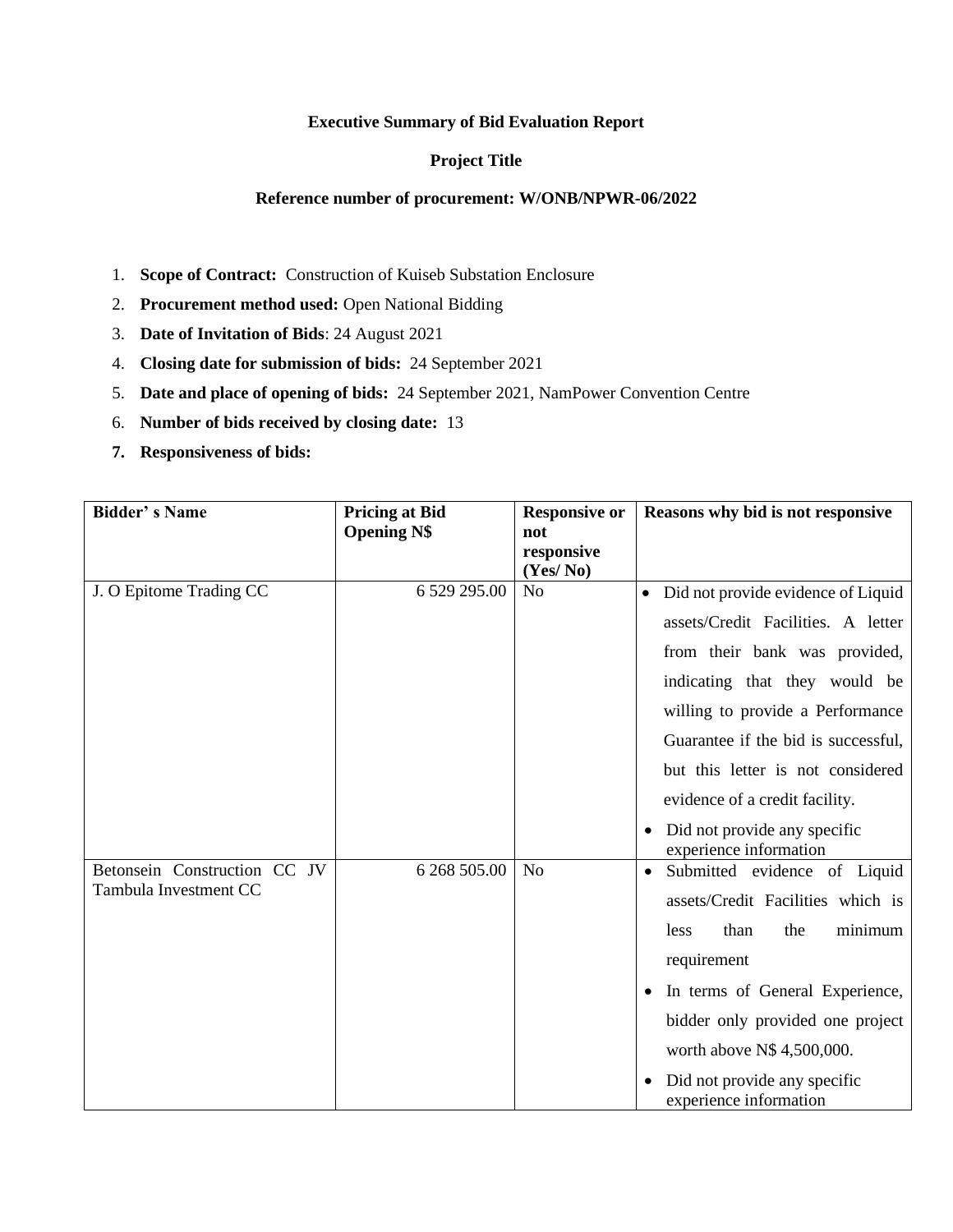**Executive Summary of Bid Evaluation Report**

**Project Title**

**Reference number of procurement: W/ONB/NPWR-06/2022**

1. **Scope of Contract:** Construction of Kuiseb Substation Enclosure
2. **Procurement method used:** Open National Bidding
3. **Date of Invitation of Bids**: 24 August 2021
4. **Closing date for submission of bids:** 24 September 2021
5. **Date and place of opening of bids:** 24 September 2021, NamPower Convention Centre
6. **Number of bids received by closing date:** 13
7. **Responsiveness of bids:**

| Bidder' s Name | Pricing at Bid Opening N$ | Responsive or not responsive (Yes/ No) | Reasons why bid is not responsive |
|---|---|---|---|
| J. O Epitome Trading CC | 6 529 295.00 | No | • Did not provide evidence of Liquid assets/Credit Facilities. A letter from their bank was provided, indicating that they would be willing to provide a Performance Guarantee if the bid is successful, but this letter is not considered evidence of a credit facility.<br>• Did not provide any specific experience information |
| Betonsein Construction CC JV Tambula Investment CC | 6 268 505.00 | No | • Submitted evidence of Liquid assets/Credit Facilities which is less than the minimum requirement<br>• In terms of General Experience, bidder only provided one project worth above N$ 4,500,000.<br>• Did not provide any specific experience information |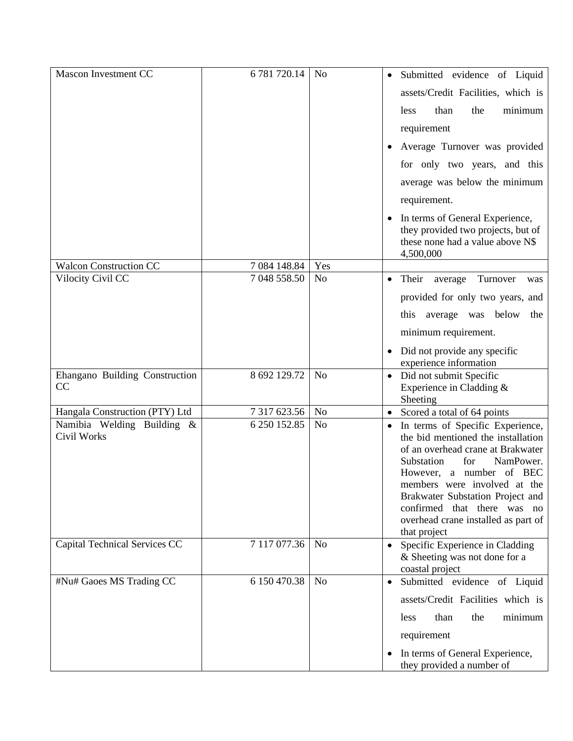| | | | |
|---|---|---|---|
| Mascon Investment CC | 6 781 720.14 | No | • Submitted evidence of Liquid assets/Credit Facilities, which is less than the minimum requirement<br>• Average Turnover was provided for only two years, and this average was below the minimum requirement.<br>• In terms of General Experience, they provided two projects, but of these none had a value above N$ 4,500,000 |
| Walcon Construction CC | 7 084 148.84 | Yes | |
| Vilocity Civil CC | 7 048 558.50 | No | • Their average Turnover was provided for only two years, and this average was below the minimum requirement.<br>• Did not provide any specific experience information |
| Ehangano Building Construction CC | 8 692 129.72 | No | • Did not submit Specific Experience in Cladding & Sheeting |
| Hangala Construction (PTY) Ltd | 7 317 623.56 | No | • Scored a total of 64 points |
| Namibia Welding Building & Civil Works | 6 250 152.85 | No | • In terms of Specific Experience, the bid mentioned the installation of an overhead crane at Brakwater Substation for NamPower. However, a number of BEC members were involved at the Brakwater Substation Project and confirmed that there was no overhead crane installed as part of that project |
| Capital Technical Services CC | 7 117 077.36 | No | • Specific Experience in Cladding & Sheeting was not done for a coastal project |
| #Nu# Gaoes MS Trading CC | 6 150 470.38 | No | • Submitted evidence of Liquid assets/Credit Facilities which is less than the minimum requirement<br>• In terms of General Experience, they provided a number of |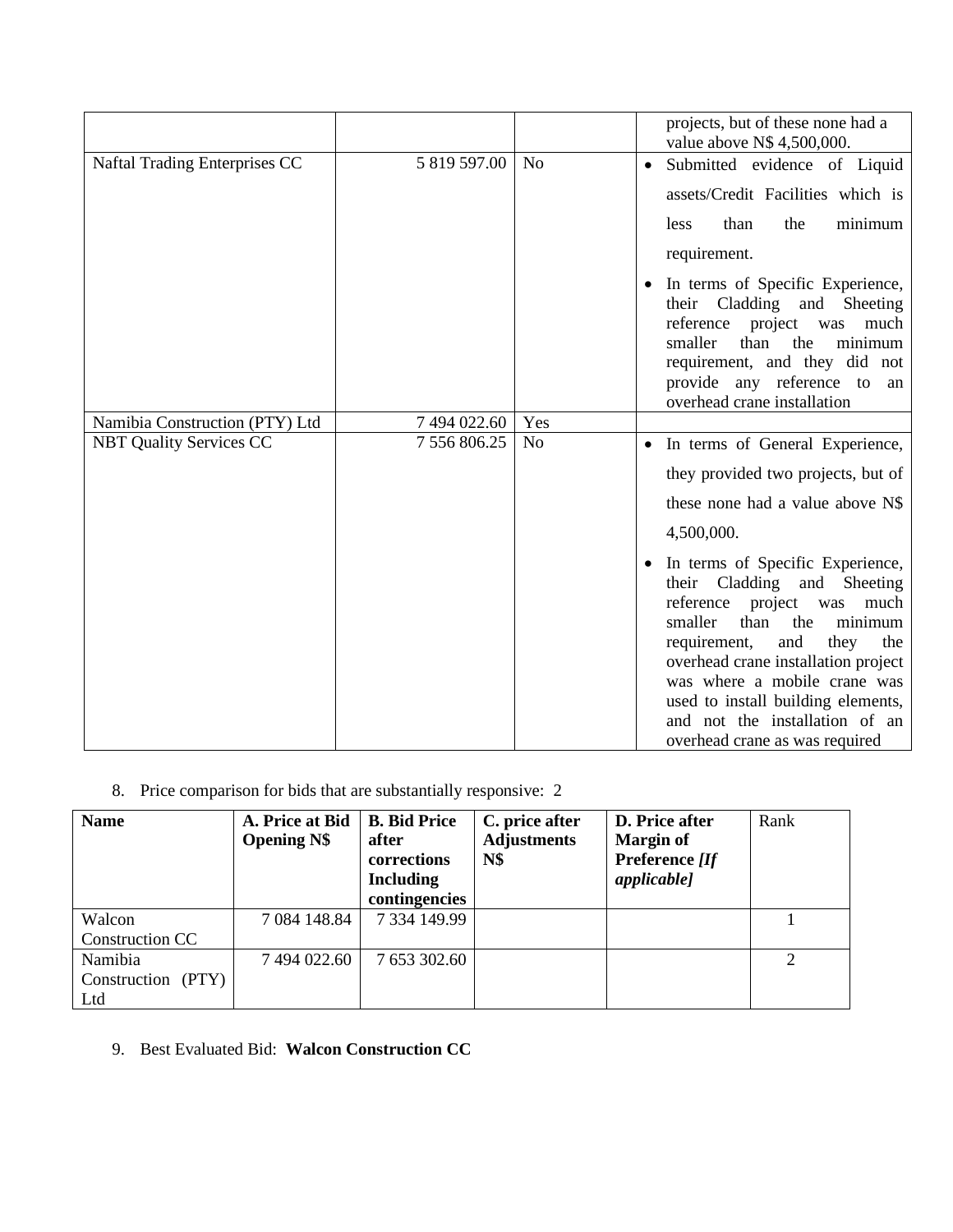| | | | |
|---|---|---|---|
| | | | projects, but of these none had a value above N$ 4,500,000. |
| Naftal Trading Enterprises CC | 5 819 597.00 | No | • Submitted evidence of Liquid assets/Credit Facilities which is less than the minimum requirement.<br>• In terms of Specific Experience, their Cladding and Sheeting reference project was much smaller than the minimum requirement, and they did not provide any reference to an overhead crane installation |
| Namibia Construction (PTY) Ltd | 7 494 022.60 | Yes | |
| NBT Quality Services CC | 7 556 806.25 | No | • In terms of General Experience, they provided two projects, but of these none had a value above N$ 4,500,000.<br>• In terms of Specific Experience, their Cladding and Sheeting reference project was much smaller than the minimum requirement, and they the overhead crane installation project was where a mobile crane was used to install building elements, and not the installation of an overhead crane as was required |

8. Price comparison for bids that are substantially responsive: 2

| **Name** | **A. Price at Bid Opening N$** | **B. Bid Price after corrections Including contingencies** | **C. price after Adjustments N$** | **D. Price after Margin of Preference *[If applicable]*** | Rank |
|---|---|---|---|---|---|
| Walcon Construction CC | 7 084 148.84 | 7 334 149.99 | | | 1 |
| Namibia Construction (PTY) Ltd | 7 494 022.60 | 7 653 302.60 | | | 2 |

9. Best Evaluated Bid: **Walcon Construction CC**